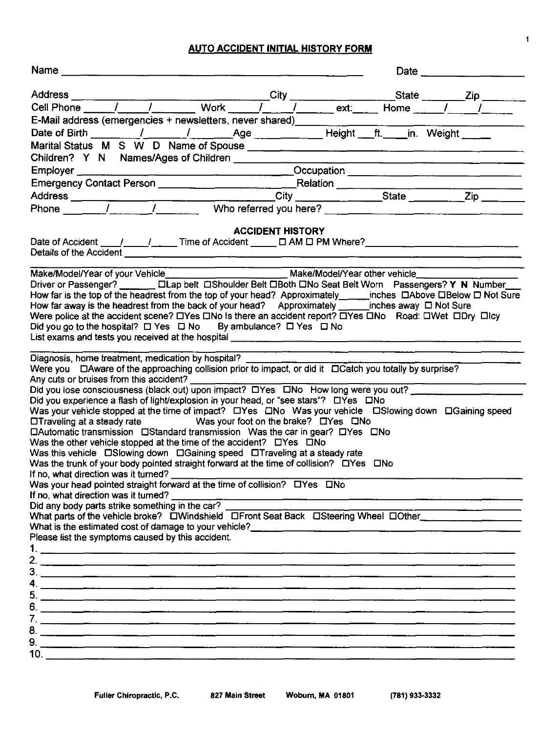## AUTO ACCIDENT INITIAL HISTORY FORM

Name ______________________________________________ Date ________________

Address ______________________________ City ________________ State ________ Zip _______

Cell Phone _____/_____/_______ Work _____/_____/_______ ext:_____ Home _____/_____/_______

E-Mail address (emergencies + newsletters, never shared)________________________________

Date of Birth ________/________/________ Age ___________ Height ___ft.____in. Weight _____

Marital Status M S W D Name of Spouse ____________________________________________

Children? Y N Names/Ages of Children _____________________________________________

Employer ____________________________________ Occupation ____________________________

Emergency Contact Person ______________________ Relation ______________________________

Address ______________________________ City ________________ State __________ Zip _______

Phone _______/_______/_______ Who referred you here? ______________________________

### ACCIDENT HISTORY

Date of Accident ____/_____/_____ Time of Accident _____ ☐ AM ☐ PM Where?___________________________

Details of the Accident ________________________________________________________________

________________________________________________________________________________

Make/Model/Year of your Vehicle______________________ Make/Model/Year other vehicle__________________

Driver or Passenger? _______ ☐Lap belt ☐Shoulder Belt ☐Both ☐No Seat Belt Worn Passengers? **Y** **N** Number___

How far is the top of the headrest from the top of your head? Approximately_____inches ☐Above ☐Below ☐ Not Sure

How far away is the headrest from the back of your head? Approximately ______inches away ☐ Not Sure

Were police at the accident scene? ☐Yes ☐No Is there an accident report? ☐Yes ☐No Road: ☐Wet ☐Dry ☐Icy

Did you go to the hospital? ☐ Yes ☐ No By ambulance? ☐ Yes ☐ No

List exams and tests you received at the hospital ____________________________________________

________________________________________________________________________________

Diagnosis, home treatment, medication by hospital? ____________________________________________

Were you ☐Aware of the approaching collision prior to impact, or did it ☐Catch you totally by surprise?

Any cuts or bruises from this accident? ________________________________________________

Did you lose consciousness (black out) upon impact? ☐Yes ☐No How long were you out? __________________

Did you experience a flash of light/explosion in your head, or "see stars"? ☐Yes ☐No

Was your vehicle stopped at the time of impact? ☐Yes ☐No Was your vehicle ☐Slowing down ☐Gaining speed ☐Traveling at a steady rate Was your foot on the brake? ☐Yes ☐No

☐Automatic transmission ☐Standard transmission Was the car in gear? ☐Yes ☐No

Was the other vehicle stopped at the time of the accident? ☐Yes ☐No

Was this vehicle ☐Slowing down ☐Gaining speed ☐Traveling at a steady rate

Was the trunk of your body pointed straight forward at the time of collision? ☐Yes ☐No

If no, what direction was it turned? ____________________________________________________

Was your head pointed straight forward at the time of collision? ☐Yes ☐No

If no, what direction was it turned? ____________________________________________________

Did any body parts strike something in the car? _____________________________________________

What parts of the vehicle broke? ☐Windshield ☐Front Seat Back ☐Steering Wheel ☐Other__________________

What is the estimated cost of damage to your vehicle?_________________________________________

Please list the symptoms caused by this accident.

1. ______________________________________________________________________________
2. ______________________________________________________________________________
3. ______________________________________________________________________________
4. ______________________________________________________________________________
5. ______________________________________________________________________________
6. ______________________________________________________________________________
7. ______________________________________________________________________________
8. ______________________________________________________________________________
9. ______________________________________________________________________________
10. _____________________________________________________________________________

Fuller Chiropractic, P.C. 827 Main Street Woburn, MA 01801 (781) 933-3332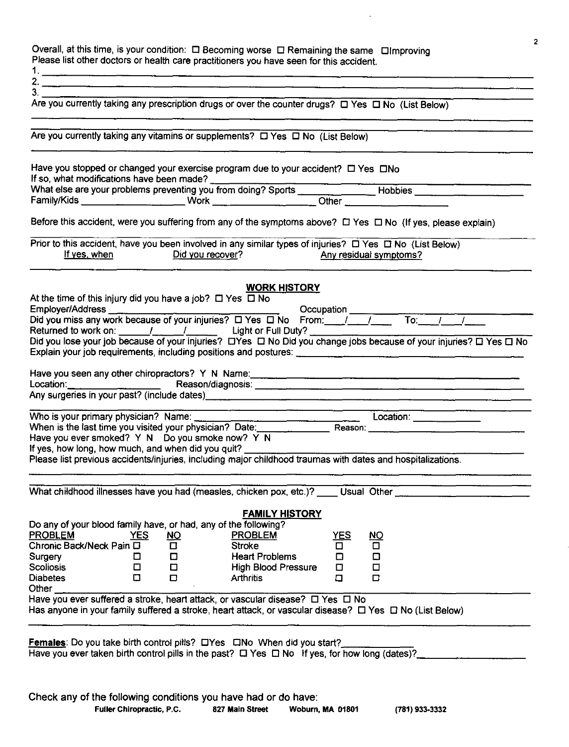Overall, at this time, is your condition: ☐ Becoming worse ☐ Remaining the same ☐ Improving

Please list other doctors or health care practitioners you have seen for this accident.

1. ______________________________
2. ______________________________
3. ______________________________

Are you currently taking any prescription drugs or over the counter drugs? ☐ Yes ☐ No (List Below)

______________________________

Are you currently taking any vitamins or supplements? ☐ Yes ☐ No (List Below)

______________________________

Have you stopped or changed your exercise program due to your accident? ☐ Yes ☐ No

If so, what modifications have been made? ______________________________

What else are your problems preventing you from doing? Sports ____________ Hobbies ____________

Family/Kids ____________ Work ____________ Other ____________

Before this accident, were you suffering from any of the symptoms above? ☐ Yes ☐ No (If yes, please explain)

______________________________

Prior to this accident, have you been involved in any similar types of injuries? ☐ Yes ☐ No (List Below)

If yes, when    Did you recover?    Any residual symptoms?

______________________________

## WORK HISTORY

At the time of this injury did you have a job? ☐ Yes ☐ No

Employer/Address ____________ Occupation ____________

Did you miss any work because of your injuries? ☐ Yes ☐ No From: ___/___/___ To: ___/___/___

Returned to work on: ___/___/___ Light or Full Duty? ____________

Did you lose your job because of your injuries? ☐ Yes ☐ No Did you change jobs because of your injuries? ☐ Yes ☐ No

Explain your job requirements, including positions and postures: ______________________________

Have you seen any other chiropractors? Y N Name: ______________________________

Location: ____________ Reason/diagnosis: ______________________________

Any surgeries in your past? (include dates) ______________________________

______________________________

Who is your primary physician? Name: ____________ Location: ____________

When is the last time you visited your physician? Date: ____________ Reason: ____________

Have you ever smoked? Y N Do you smoke now? Y N

If yes, how long, how much, and when did you quit? ______________________________

Please list previous accidents/injuries, including major childhood traumas with dates and hospitalizations.

______________________________

______________________________

What childhood illnesses have you had (measles, chicken pox, etc.)? ____ Usual Other ____________

## FAMILY HISTORY

Do any of your blood family have, or had, any of the following?

| PROBLEM | YES | NO | PROBLEM | YES | NO |
|---|---|---|---|---|---|
| Chronic Back/Neck Pain | ☐ | ☐ | Stroke | ☐ | ☐ |
| Surgery | ☐ | ☐ | Heart Problems | ☐ | ☐ |
| Scoliosis | ☐ | ☐ | High Blood Pressure | ☐ | ☐ |
| Diabetes | ☐ | ☐ | Arthritis | ☐ | ☐ |

Other ______________________________

Have you ever suffered a stroke, heart attack, or vascular disease? ☐ Yes ☐ No

Has anyone in your family suffered a stroke, heart attack, or vascular disease? ☐ Yes ☐ No (List Below)

______________________________

**Females**: Do you take birth control pills? ☐ Yes ☐ No When did you start? ____________

Have you ever taken birth control pills in the past? ☐ Yes ☐ No If yes, for how long (dates)? ____________

Check any of the following conditions you have had or do have:

**Fuller Chiropractic, P.C.    827 Main Street    Woburn, MA 01801    (781) 933-3332**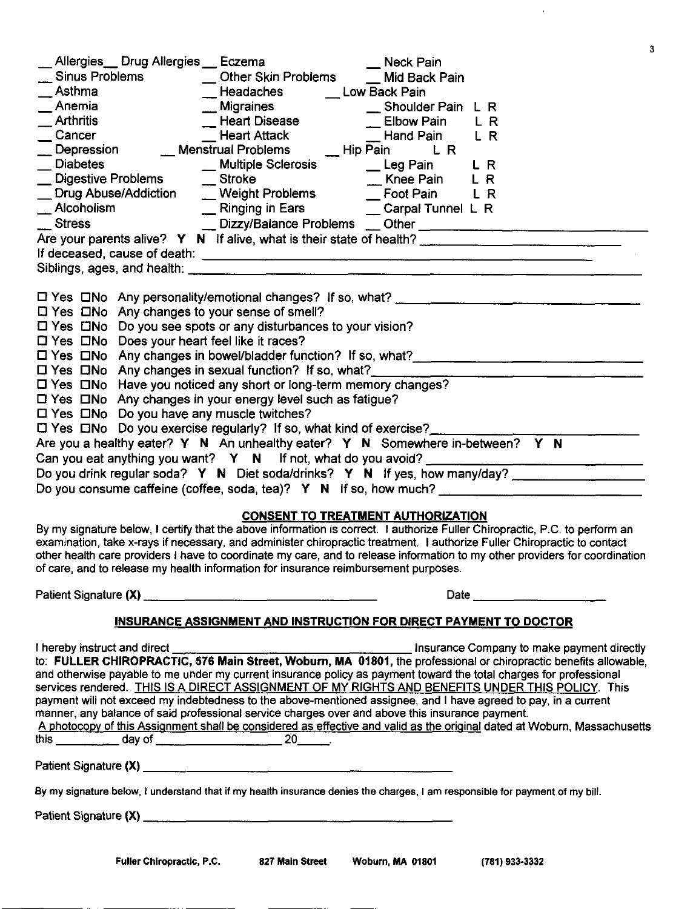__ Allergies __ Drug Allergies __ Eczema __ Neck Pain
__ Sinus Problems __ Other Skin Problems __ Mid Back Pain
__ Asthma __ Headaches __ Low Back Pain
__ Anemia __ Migraines __ Shoulder Pain L R
__ Arthritis __ Heart Disease __ Elbow Pain L R
__ Cancer __ Heart Attack __ Hand Pain L R
__ Depression __ Menstrual Problems __ Hip Pain L R
__ Diabetes __ Multiple Sclerosis __ Leg Pain L R
__ Digestive Problems __ Stroke __ Knee Pain L R
__ Drug Abuse/Addiction __ Weight Problems __ Foot Pain L R
__ Alcoholism __ Ringing in Ears __ Carpal Tunnel L R
__ Stress __ Dizzy/Balance Problems __ Other ____________________

Are your parents alive? **Y N** If alive, what is their state of health? ____________________
If deceased, cause of death: ____________________
Siblings, ages, and health: ____________________

☐ Yes ☐No Any personality/emotional changes? If so, what? ____________________
☐ Yes ☐No Any changes to your sense of smell?
☐ Yes ☐No Do you see spots or any disturbances to your vision?
☐ Yes ☐No Does your heart feel like it races?
☐ Yes ☐No Any changes in bowel/bladder function? If so, what? ____________________
☐ Yes ☐No Any changes in sexual function? If so, what? ____________________
☐ Yes ☐No Have you noticed any short or long-term memory changes?
☐ Yes ☐No Any changes in your energy level such as fatigue?
☐ Yes ☐No Do you have any muscle twitches?
☐ Yes ☐No Do you exercise regularly? If so, what kind of exercise? ____________________

Are you a healthy eater? **Y N** An unhealthy eater? **Y N** Somewhere in-between? **Y N**
Can you eat anything you want? **Y N** If not, what do you avoid? ____________________
Do you drink regular soda? **Y N** Diet soda/drinks? **Y N** If yes, how many/day? ____________________
Do you consume caffeine (coffee, soda, tea)? **Y N** If so, how much? ____________________

## CONSENT TO TREATMENT AUTHORIZATION

By my signature below, I certify that the above information is correct. I authorize Fuller Chiropractic, P.C. to perform an examination, take x-rays if necessary, and administer chiropractic treatment. I authorize Fuller Chiropractic to contact other health care providers I have to coordinate my care, and to release information to my other providers for coordination of care, and to release my health information for insurance reimbursement purposes.

Patient Signature **(X)** ____________________ Date ____________________

## INSURANCE ASSIGNMENT AND INSTRUCTION FOR DIRECT PAYMENT TO DOCTOR

I hereby instruct and direct ____________________ Insurance Company to make payment directly to: **FULLER CHIROPRACTIC, 576 Main Street, Woburn, MA 01801,** the professional or chiropractic benefits allowable, and otherwise payable to me under my current insurance policy as payment toward the total charges for professional services rendered. THIS IS A DIRECT ASSIGNMENT OF MY RIGHTS AND BENEFITS UNDER THIS POLICY. This payment will not exceed my indebtedness to the above-mentioned assignee, and I have agreed to pay, in a current manner, any balance of said professional service charges over and above this insurance payment.
A photocopy of this Assignment shall be considered as effective and valid as the original dated at Woburn, Massachusetts this __________ day of ____________________ 20_____.

Patient Signature **(X)** ____________________

By my signature below, I understand that if my health insurance denies the charges, I am responsible for payment of my bill.

Patient Signature **(X)** ____________________

**Fuller Chiropractic, P.C. 827 Main Street Woburn, MA 01801 (781) 933-3332**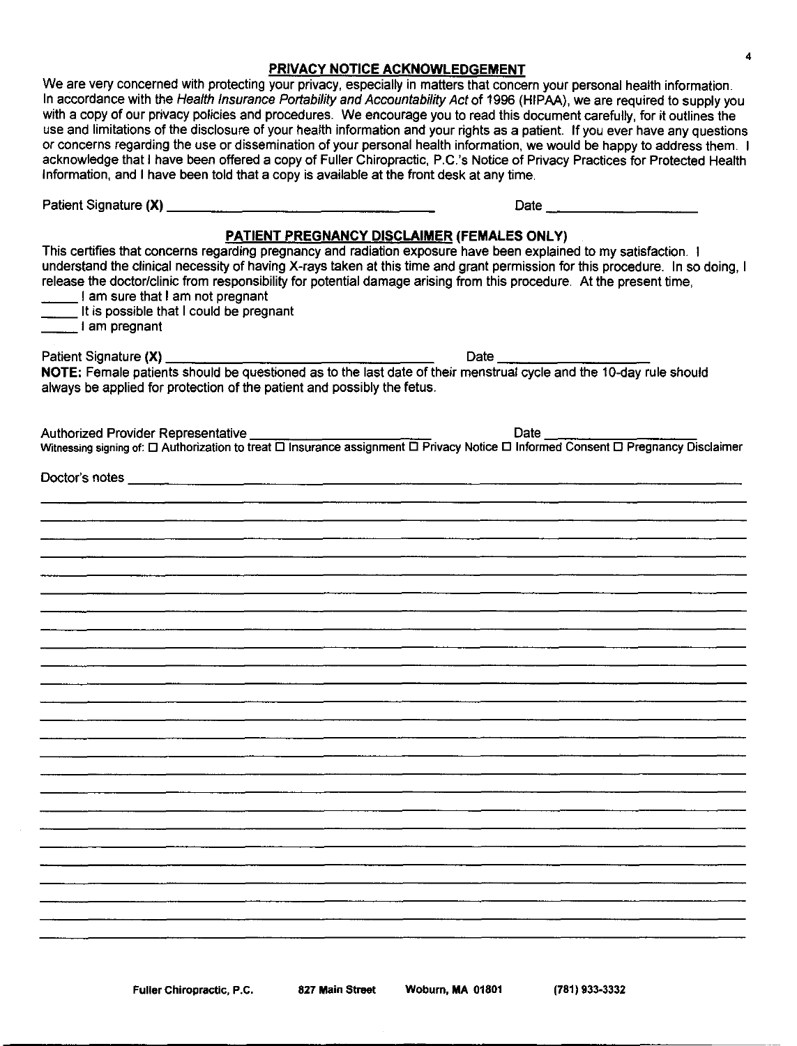## PRIVACY NOTICE ACKNOWLEDGEMENT

We are very concerned with protecting your privacy, especially in matters that concern your personal health information. In accordance with the *Health Insurance Portability and Accountability Act* of 1996 (HIPAA), we are required to supply you with a copy of our privacy policies and procedures. We encourage you to read this document carefully, for it outlines the use and limitations of the disclosure of your health information and your rights as a patient. If you ever have any questions or concerns regarding the use or dissemination of your personal health information, we would be happy to address them. I acknowledge that I have been offered a copy of Fuller Chiropractic, P.C.'s Notice of Privacy Practices for Protected Health Information, and I have been told that a copy is available at the front desk at any time.

Patient Signature **(X)** ______________________________ Date ____________________

## PATIENT PREGNANCY DISCLAIMER (FEMALES ONLY)

This certifies that concerns regarding pregnancy and radiation exposure have been explained to my satisfaction. I understand the clinical necessity of having X-rays taken at this time and grant permission for this procedure. In so doing, I release the doctor/clinic from responsibility for potential damage arising from this procedure. At the present time,

_____ I am sure that I am not pregnant
_____ It is possible that I could be pregnant
_____ I am pregnant

Patient Signature **(X)** ______________________________ Date ____________________

**NOTE:** Female patients should be questioned as to the last date of their menstrual cycle and the 10-day rule should always be applied for protection of the patient and possibly the fetus.

Authorized Provider Representative ______________________ Date ____________________

Witnessing signing of: ☐ Authorization to treat ☐ Insurance assignment ☐ Privacy Notice ☐ Informed Consent ☐ Pregnancy Disclaimer

Doctor's notes ____________________________________________________________________________

Fuller Chiropractic, P.C. 827 Main Street Woburn, MA 01801 (781) 933-3332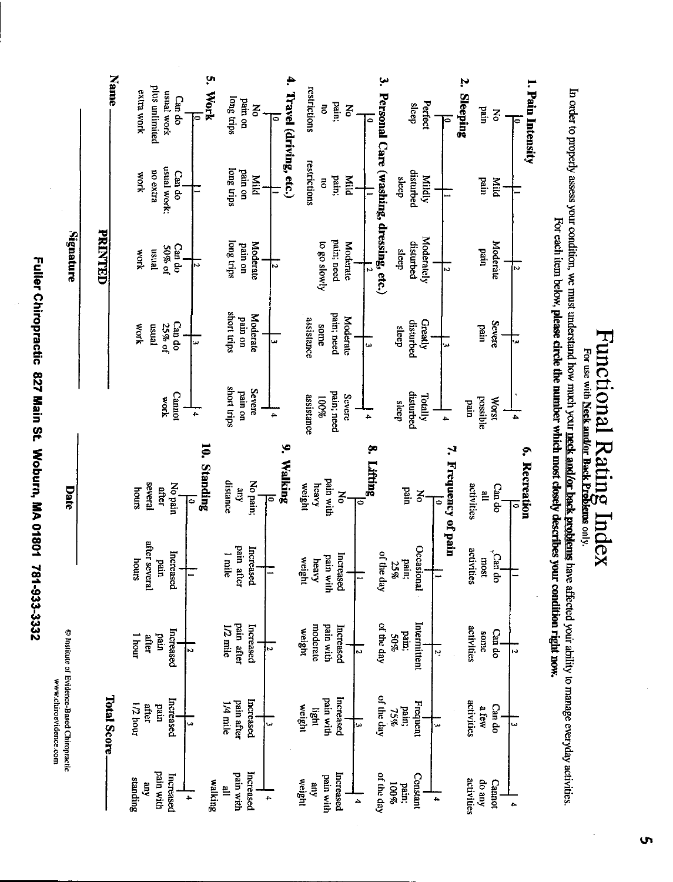# Functional Rating Index

For use with **Neck and/or Back Problems** only.

In order to properly assess your condition, we must understand how much your **neck and/or back problems** have affected your ability to manage everyday activities. For each item below, **please circle the number which most closely describes your condition right now.**

### 1. Pain Intensity

| 0 | 1 | 2 | 3 | 4 |
|---|---|---|---|---|
| No pain | Mild pain | Moderate pain | Severe pain | Worst possible pain |

### 2. Sleeping

| 0 | 1 | 2 | 3 | 4 |
|---|---|---|---|---|
| Perfect sleep | Mildy disturbed sleep | Moderately disturbed sleep | Greatly disturbed sleep | Totally disturbed sleep |

### 3. Personal Care (washing, dressing, etc.)

| 0 | 1 | 2 | 3 | 4 |
|---|---|---|---|---|
| No pain; no restrictions | Mild pain; no restrictions | Moderate pain; need to go slowly | Moderate pain; need some assistance | Severe pain; need 100% assistance |

### 4. Travel (driving, etc.)

| 0 | 1 | 2 | 3 | 4 |
|---|---|---|---|---|
| No pain on long trips | Mild pain on long trips | Moderate pain on long trips | Moderate pain on short trips | Severe pain on short trips |

### 5. Work

| 0 | 1 | 2 | 3 | 4 |
|---|---|---|---|---|
| Can do usual work plus unlimited extra work | Can do usual work; no extra work | Can do 50% of usual work | Can do 25% of usual work | Cannot work |

### 6. Recreation

| 0 | 1 | 2 | 3 | 4 |
|---|---|---|---|---|
| Can do all activities | Can do most activities | Can do some activities | Can do a few activities | Cannot do any activities |

### 7. Frequency of pain

| 0 | 1 | 2 | 3 | 4 |
|---|---|---|---|---|
| No pain | Occasional pain; 25% of the day | Intermittent pain; 50% of the day | Frequent pain; 75% of the day | Constant pain; 100% of the day |

### 8. Lifting

| 0 | 1 | 2 | 3 | 4 |
|---|---|---|---|---|
| No pain with heavy weight | Increased pain with heavy weight | Increased pain with moderate weight | Increased pain with light weight | Increased pain with any weight |

### 9. Walking

| 0 | 1 | 2 | 3 | 4 |
|---|---|---|---|---|
| No pain; any distance | Increased pain after 1 mile | Increased pain after 1/2 mile | Increased pain after 1/4 mile | Increased pain with all walking |

### 10. Standing

| 0 | 1 | 2 | 3 | 4 |
|---|---|---|---|---|
| No pain after several hours | Increased pain after several hours | Increased pain after 1 hour | Increased pain after 1/2 hour | Increased pain with any standing |

**Total Score** ________

**Name** ________________________ **PRINTED**

________________________ **Signature** ________________________ **Date**

© Institute of Evidence-Based Chiropractic
www.chiroevidence.com

**Fuller Chiropractic 827 Main St. Woburn, MA 01801 781-933-3332**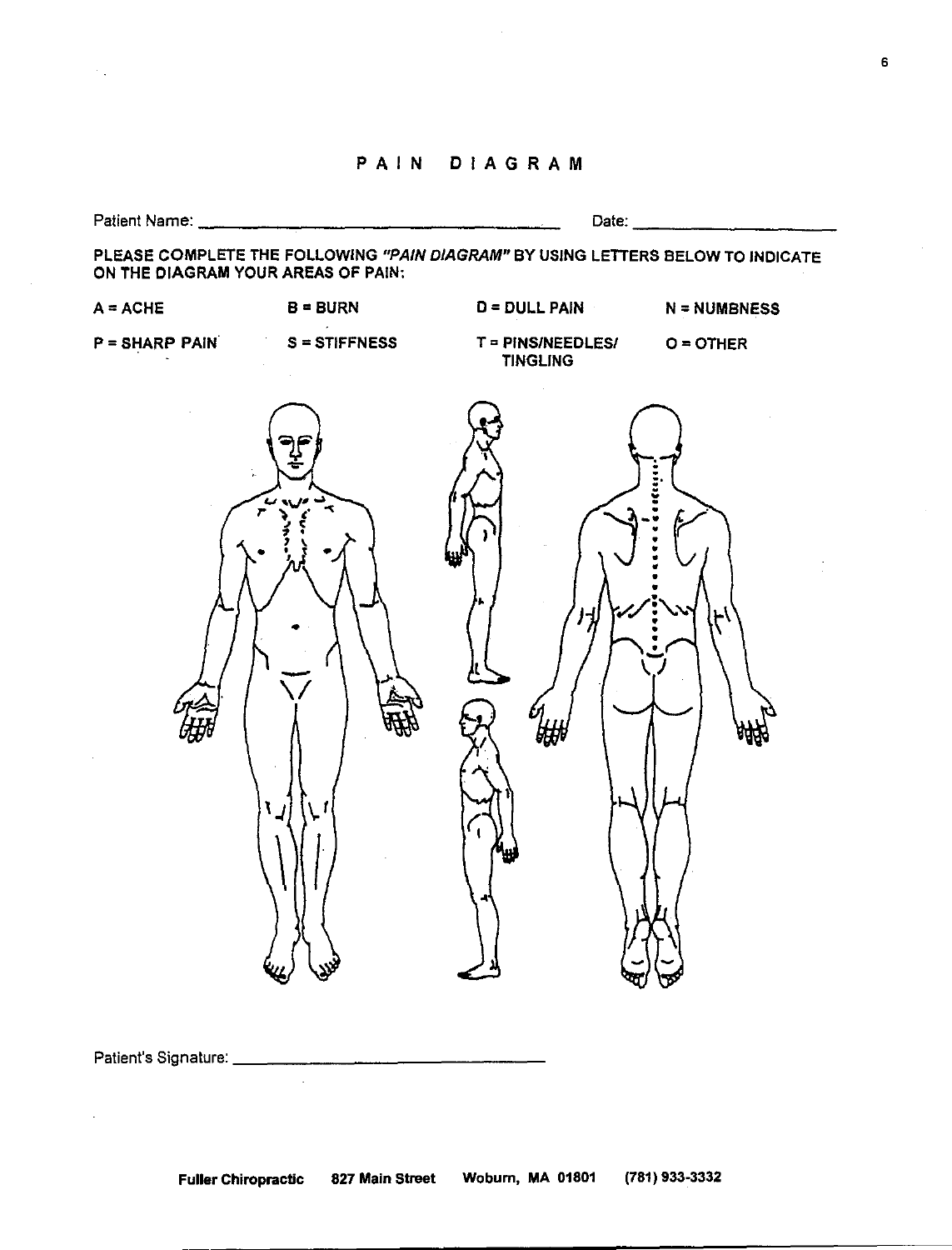# PAIN DIAGRAM

Patient Name: ______________________________ Date: ____________________

**PLEASE COMPLETE THE FOLLOWING *"PAIN DIAGRAM"* BY USING LETTERS BELOW TO INDICATE ON THE DIAGRAM YOUR AREAS OF PAIN:**

| | | | |
|---|---|---|---|
| **A = ACHE** | **B = BURN** | **D = DULL PAIN** | **N = NUMBNESS** |
| **P = SHARP PAIN** | **S = STIFFNESS** | **T = PINS/NEEDLES/ TINGLING** | **O = OTHER** |

Patient's Signature: ______________________________

**Fuller Chiropractic 827 Main Street Woburn, MA 01801 (781) 933-3332**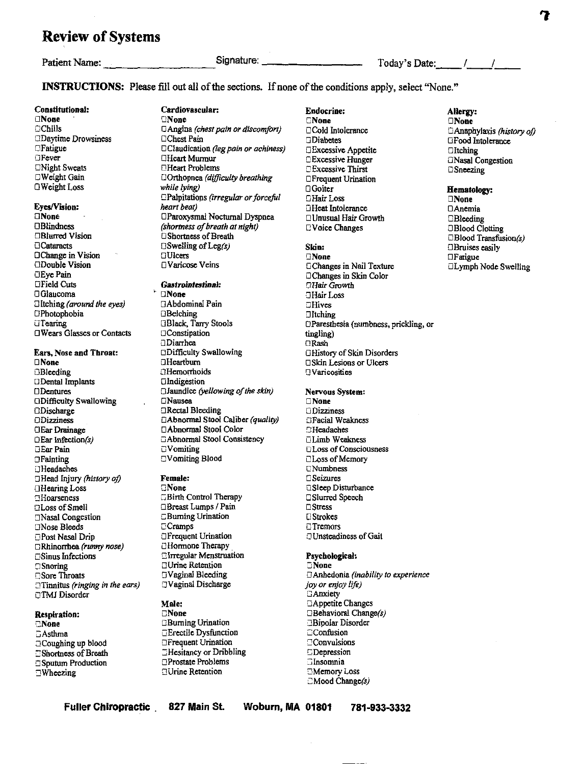# Review of Systems

Patient Name: ____________________ Signature: ____________________ Today's Date: ____/____/____

**INSTRUCTIONS:** Please fill out all of the sections. If none of the conditions apply, select "None."

**Constitutional:**
- ☐**None**
- ☐Chills
- ☐Daytime Drowsiness
- ☐Fatigue
- ☐Fever
- ☐Night Sweats
- ☐Weight Gain
- ☐Weight Loss

**Eyes/Vision:**
- ☐**None**
- ☐Blindness
- ☐Blurred Vision
- ☐Cataracts
- ☐Change in Vision
- ☐Double Vision
- ☐Eye Pain
- ☐Field Cuts
- ☐Glaucoma
- ☐Itching *(around the eyes)*
- ☐Photophobia
- ☐Tearing
- ☐Wears Glasses or Contacts

**Ears, Nose and Throat:**
- ☐**None**
- ☐Bleeding
- ☐Dental Implants
- ☐Dentures
- ☐Difficulty Swallowing
- ☐Discharge
- ☐Dizziness
- ☐Ear Drainage
- ☐Ear Infection*(s)*
- ☐Ear Pain
- ☐Fainting
- ☐Headaches
- ☐Head Injury *(history of)*
- ☐Hearing Loss
- ☐Hoarseness
- ☐Loss of Smell
- ☐Nasal Congestion
- ☐Nose Bleeds
- ☐Post Nasal Drip
- ☐Rhinorrhea *(runny nose)*
- ☐Sinus Infections
- ☐Snoring
- ☐Sore Throats
- ☐Tinnitus *(ringing in the ears)*
- ☐TMJ Disorder

**Respiration:**
- ☐**None**
- ☐Asthma
- ☐Coughing up blood
- ☐Shortness of Breath
- ☐Sputum Production
- ☐Wheezing

**Cardiovascular:**
- ☐**None**
- ☐Angina *(chest pain or discomfort)*
- ☐Chest Pain
- ☐Claudication *(leg pain or achiness)*
- ☐Heart Murmur
- ☐Heart Problems
- ☐Orthopnea *(difficulty breathing while lying)*
- ☐Palpitations *(irregular or forceful heart beat)*
- ☐Paroxysmal Nocturnal Dyspnea *(shortness of breath at night)*
- ☐Shortness of Breath
- ☐Swelling of Leg*(s)*
- ☐Ulcers
- ☐Varicose Veins

***Gastrointestinal:***
- ☐**None**
- ☐Abdominal Pain
- ☐Belching
- ☐Black, Tarry Stools
- ☐Constipation
- ☐Diarrhea
- ☐Difficulty Swallowing
- ☐Heartburn
- ☐Hemorrhoids
- ☐Indigestion
- ☐Jaundice *(yellowing of the skin)*
- ☐Nausea
- ☐Rectal Bleeding
- ☐Abnormal Stool Caliber *(quality)*
- ☐Abnormal Stool Color
- ☐Abnormal Stool Consistency
- ☐Vomiting
- ☐Vomiting Blood

**Female:**
- ☐**None**
- ☐Birth Control Therapy
- ☐Breast Lumps / Pain
- ☐Burning Urination
- ☐Cramps
- ☐Frequent Urination
- ☐Hormone Therapy
- ☐Irregular Menstruation
- ☐Urine Retention
- ☐Vaginal Bleeding
- ☐Vaginal Discharge

**Male:**
- ☐**None**
- ☐Burning Urination
- ☐Erectile Dysfunction
- ☐Frequent Urination
- ☐Hesitancy or Dribbling
- ☐Prostate Problems
- ☐Urine Retention

**Endocrine:**
- ☐**None**
- ☐Cold Intolerance
- ☐Diabetes
- ☐Excessive Appetite
- ☐Excessive Hunger
- ☐Excessive Thirst
- ☐Frequent Urination
- ☐Goiter
- ☐Hair Loss
- ☐Heat Intolerance
- ☐Unusual Hair Growth
- ☐Voice Changes

**Skin:**
- ☐**None**
- ☐Changes in Nail Texture
- ☐Changes in Skin Color
- ☐*Hair Growth*
- ☐Hair Loss
- ☐Hives
- ☐Itching
- ☐Paresthesia (numbness, prickling, or tingling)
- ☐Rash
- ☐History of Skin Disorders
- ☐Skin Lesions or Ulcers
- ☐Varicosities

**Nervous System:**
- ☐**None**
- ☐Dizziness
- ☐Facial Weakness
- ☐Headaches
- ☐Limb Weakness
- ☐Loss of Consciousness
- ☐Loss of Memory
- ☐Numbness
- ☐Seizures
- ☐Sleep Disturbance
- ☐Slurred Speech
- ☐Stress
- ☐Strokes
- ☐Tremors
- ☐Unsteadiness of Gait

**Psychological:**
- ☐**None**
- ☐Anhedonia *(inability to experience joy or enjoy life)*
- ☐Anxiety
- ☐Appetite Changes
- ☐Behavioral Change*(s)*
- ☐Bipolar Disorder
- ☐Confusion
- ☐Convulsions
- ☐Depression
- ☐Insomnia
- ☐Memory Loss
- ☐Mood Change*(s)*

**Allergy:**
- ☐**None**
- ☐Anaphylaxis *(history of)*
- ☐Food Intolerance
- ☐Itching
- ☐Nasal Congestion
- ☐Sneezing

**Hematology:**
- ☐**None**
- ☐Anemia
- ☐Bleeding
- ☐Blood Clotting
- ☐Blood Transfusion*(s)*
- ☐Bruises easily
- ☐Fatigue
- ☐Lymph Node Swelling

**Fuller Chiropractic 827 Main St. Woburn, MA 01801 781-933-3332**